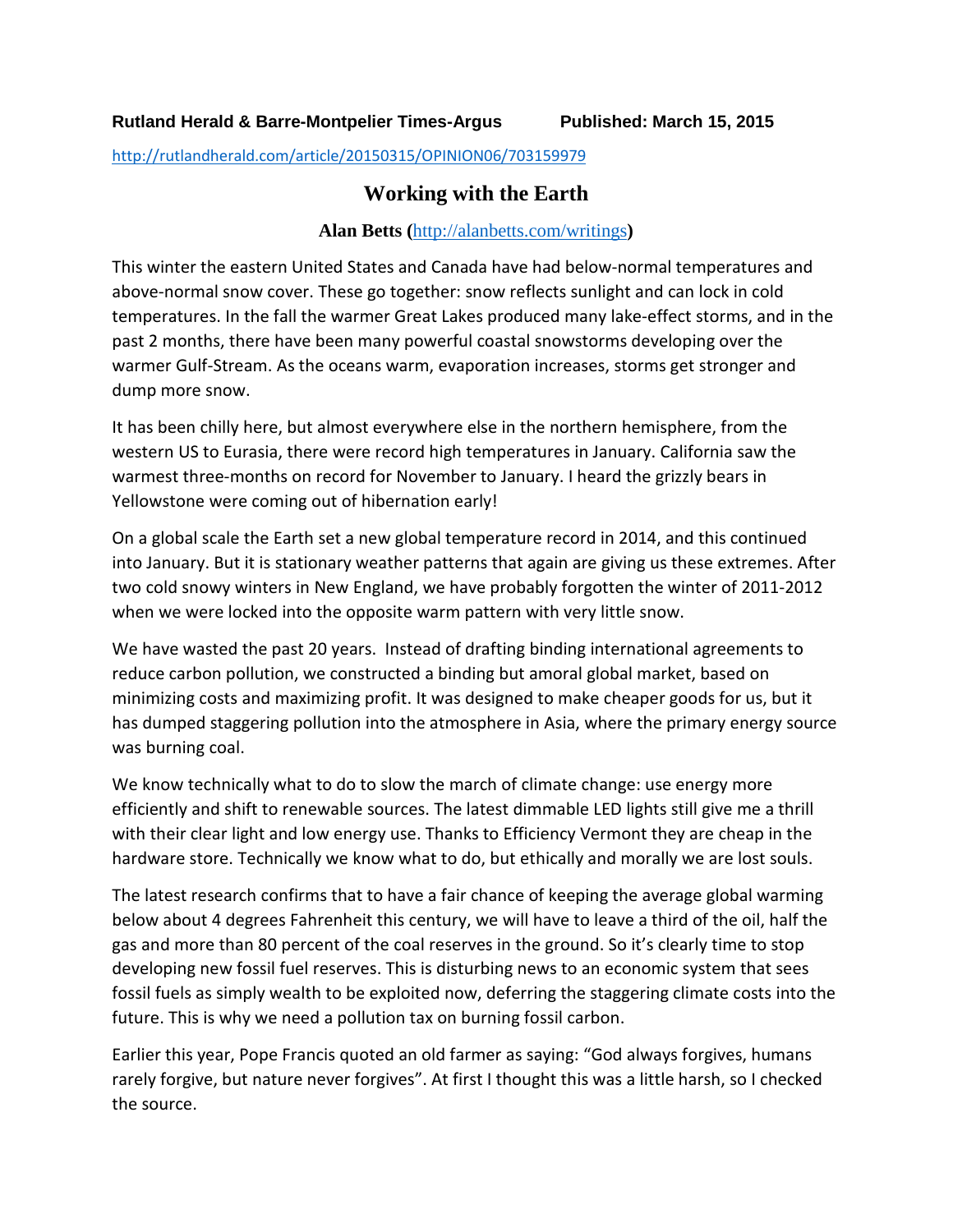**Rutland Herald & Barre-Montpelier Times-Argus Published: March 15, 2015**

http://rutlandherald.com/article/20150315/OPINION06/703159979

# Working with the Earth

**Alan Betts (http://alanbetts.com/writings)**

This winter the eastern United States and Canada have had below-normal temperatures and above-normal snow cover. These go together: snow reflects sunlight and can lock in cold temperatures. In the fall the warmer Great Lakes produced many lake-effect storms, and in the past 2 months, there have been many powerful coastal snowstorms developing over the warmer Gulf-Stream. As the oceans warm, evaporation increases, storms get stronger and dump more snow.

It has been chilly here, but almost everywhere else in the northern hemisphere, from the western US to Eurasia, there were record high temperatures in January. California saw the warmest three-months on record for November to January. I heard the grizzly bears in Yellowstone were coming out of hibernation early!

On a global scale the Earth set a new global temperature record in 2014, and this continued into January. But it is stationary weather patterns that again are giving us these extremes. After two cold snowy winters in New England, we have probably forgotten the winter of 2011-2012 when we were locked into the opposite warm pattern with very little snow.

We have wasted the past 20 years. Instead of drafting binding international agreements to reduce carbon pollution, we constructed a binding but amoral global market, based on minimizing costs and maximizing profit. It was designed to make cheaper goods for us, but it has dumped staggering pollution into the atmosphere in Asia, where the primary energy source was burning coal.

We know technically what to do to slow the march of climate change: use energy more efficiently and shift to renewable sources. The latest dimmable LED lights still give me a thrill with their clear light and low energy use. Thanks to Efficiency Vermont they are cheap in the hardware store. Technically we know what to do, but ethically and morally we are lost souls.

The latest research confirms that to have a fair chance of keeping the average global warming below about 4 degrees Fahrenheit this century, we will have to leave a third of the oil, half the gas and more than 80 percent of the coal reserves in the ground. So it's clearly time to stop developing new fossil fuel reserves. This is disturbing news to an economic system that sees fossil fuels as simply wealth to be exploited now, deferring the staggering climate costs into the future. This is why we need a pollution tax on burning fossil carbon.

Earlier this year, Pope Francis quoted an old farmer as saying: "God always forgives, humans rarely forgive, but nature never forgives". At first I thought this was a little harsh, so I checked the source.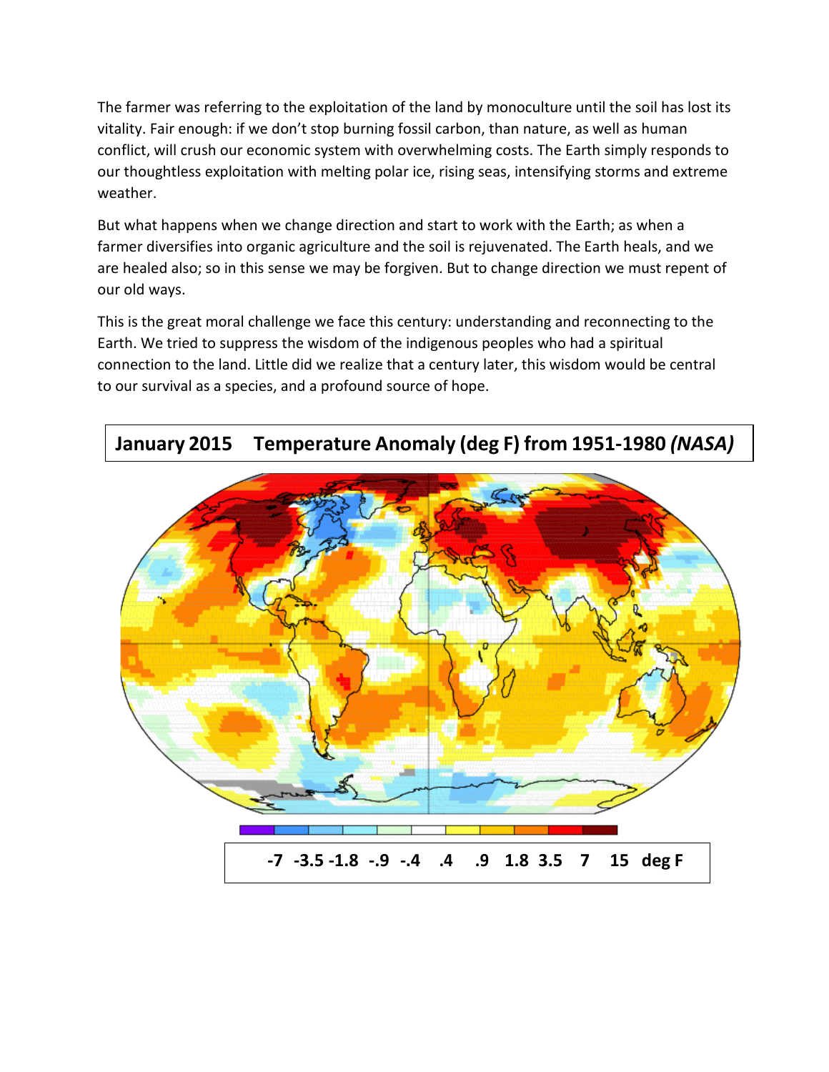The farmer was referring to the exploitation of the land by monoculture until the soil has lost its vitality. Fair enough: if we don't stop burning fossil carbon, than nature, as well as human conflict, will crush our economic system with overwhelming costs. The Earth simply responds to our thoughtless exploitation with melting polar ice, rising seas, intensifying storms and extreme weather.

But what happens when we change direction and start to work with the Earth; as when a farmer diversifies into organic agriculture and the soil is rejuvenated. The Earth heals, and we are healed also; so in this sense we may be forgiven. But to change direction we must repent of our old ways.

This is the great moral challenge we face this century: understanding and reconnecting to the Earth. We tried to suppress the wisdom of the indigenous peoples who had a spiritual connection to the land. Little did we realize that a century later, this wisdom would be central to our survival as a species, and a profound source of hope.

**January 2015 Temperature Anomaly (deg F) from 1951-1980 *(NASA)***

**-7 -3.5 -1.8 -.9 -.4 .4 .9 1.8 3.5 7 15 deg F**